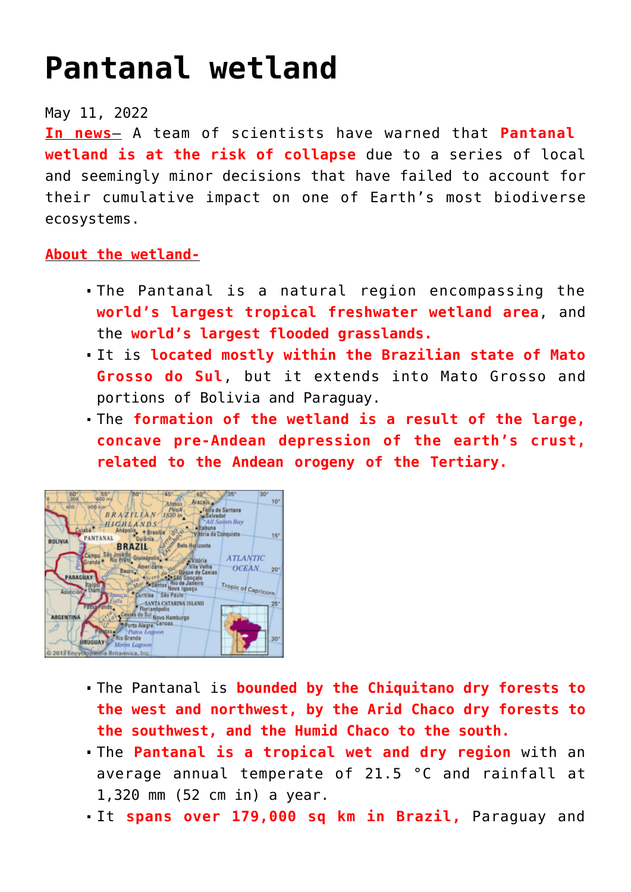# Pantanal wetland

May 11, 2022

**In news–** A team of scientists have warned that **Pantanal wetland is at the risk of collapse** due to a series of local and seemingly minor decisions that have failed to account for their cumulative impact on one of Earth's most biodiverse ecosystems.

**About the wetland-**

- The Pantanal is a natural region encompassing the **world's largest tropical freshwater wetland area**, and the **world's largest flooded grasslands.**
- It is **located mostly within the Brazilian state of Mato Grosso do Sul**, but it extends into Mato Grosso and portions of Bolivia and Paraguay.
- The **formation of the wetland is a result of the large, concave pre-Andean depression of the earth's crust, related to the Andean orogeny of the Tertiary.**

- The Pantanal is **bounded by the Chiquitano dry forests to the west and northwest, by the Arid Chaco dry forests to the southwest, and the Humid Chaco to the south.**
- The **Pantanal is a tropical wet and dry region** with an average annual temperate of 21.5 °C and rainfall at 1,320 mm (52 cm in) a year.
- It **spans over 179,000 sq km in Brazil,** Paraguay and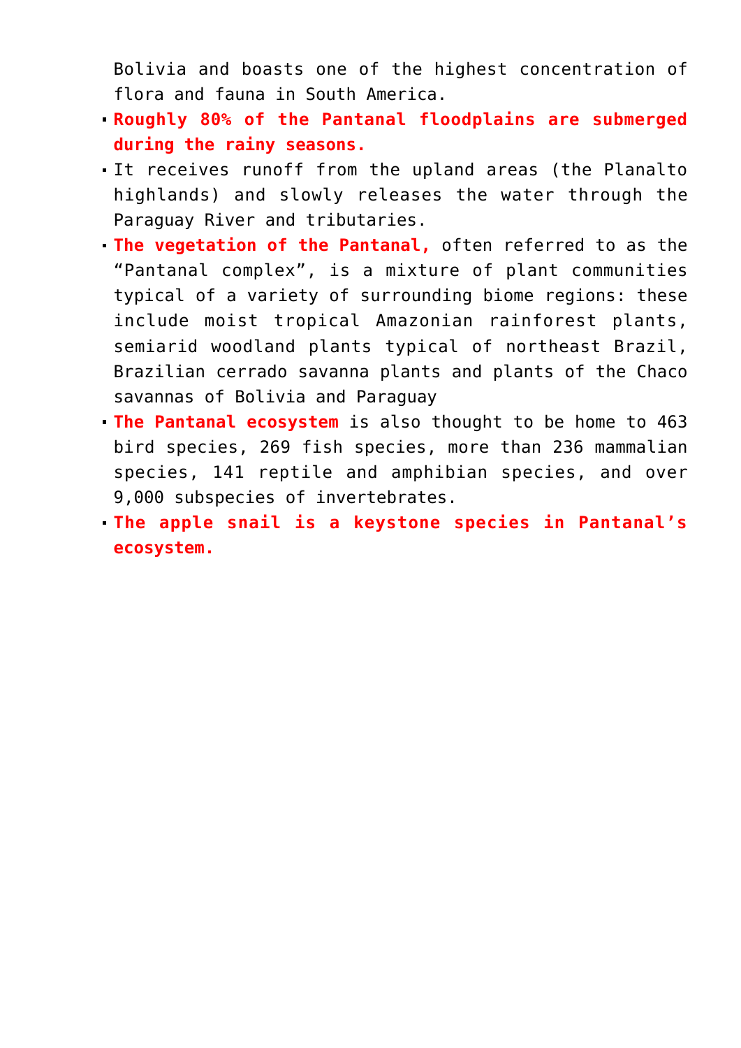Bolivia and boasts one of the highest concentration of flora and fauna in South America.

- **Roughly 80% of the Pantanal floodplains are submerged during the rainy seasons.**
- It receives runoff from the upland areas (the Planalto highlands) and slowly releases the water through the Paraguay River and tributaries.
- **The vegetation of the Pantanal,** often referred to as the "Pantanal complex", is a mixture of plant communities typical of a variety of surrounding biome regions: these include moist tropical Amazonian rainforest plants, semiarid woodland plants typical of northeast Brazil, Brazilian cerrado savanna plants and plants of the Chaco savannas of Bolivia and Paraguay
- **The Pantanal ecosystem** is also thought to be home to 463 bird species, 269 fish species, more than 236 mammalian species, 141 reptile and amphibian species, and over 9,000 subspecies of invertebrates.
- **The apple snail is a keystone species in Pantanal's ecosystem.**